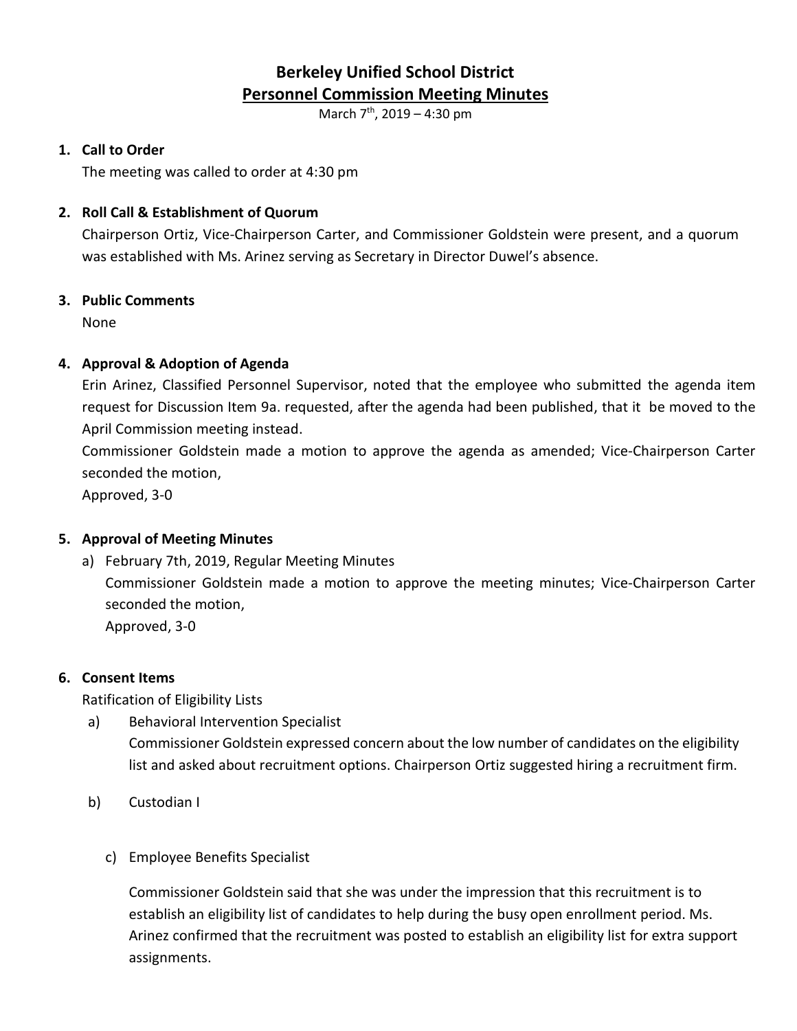# Berkeley Unified School District

## Personnel Commission Meeting Minutes

March 7th, 2019 – 4:30 pm

1. **Call to Order**

   The meeting was called to order at 4:30 pm

2. **Roll Call & Establishment of Quorum**

   Chairperson Ortiz, Vice-Chairperson Carter, and Commissioner Goldstein were present, and a quorum was established with Ms. Arinez serving as Secretary in Director Duwel's absence.

3. **Public Comments**

   None

4. **Approval & Adoption of Agenda**

   Erin Arinez, Classified Personnel Supervisor, noted that the employee who submitted the agenda item request for Discussion Item 9a. requested, after the agenda had been published, that it be moved to the April Commission meeting instead.

   Commissioner Goldstein made a motion to approve the agenda as amended; Vice-Chairperson Carter seconded the motion,

   Approved, 3-0

5. **Approval of Meeting Minutes**

   a) February 7th, 2019, Regular Meeting Minutes

      Commissioner Goldstein made a motion to approve the meeting minutes; Vice-Chairperson Carter seconded the motion,

      Approved, 3-0

6. **Consent Items**

   Ratification of Eligibility Lists

   a) Behavioral Intervention Specialist

      Commissioner Goldstein expressed concern about the low number of candidates on the eligibility list and asked about recruitment options. Chairperson Ortiz suggested hiring a recruitment firm.

   b) Custodian I

   c) Employee Benefits Specialist

      Commissioner Goldstein said that she was under the impression that this recruitment is to establish an eligibility list of candidates to help during the busy open enrollment period. Ms. Arinez confirmed that the recruitment was posted to establish an eligibility list for extra support assignments.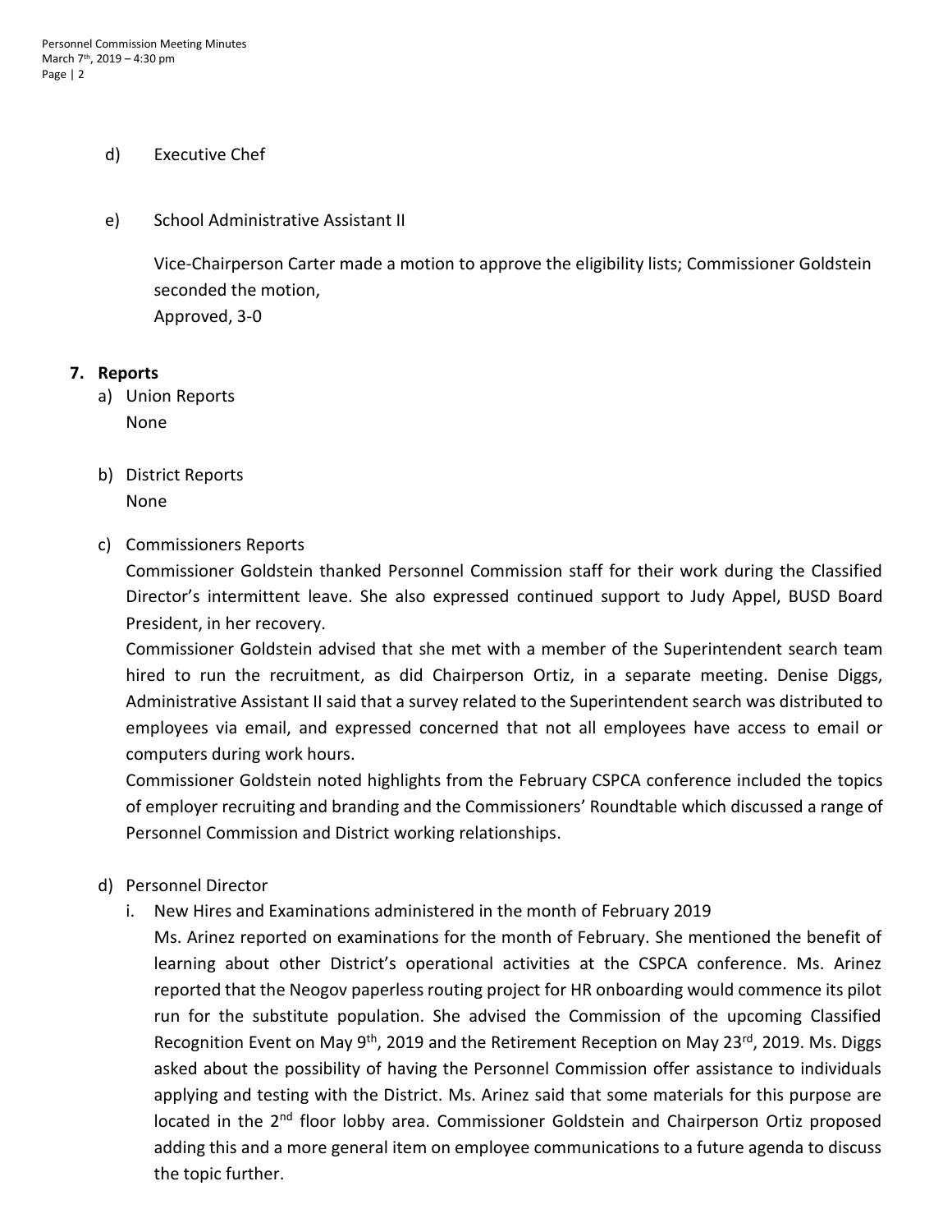d) Executive Chef

e) School Administrative Assistant II

Vice-Chairperson Carter made a motion to approve the eligibility lists; Commissioner Goldstein seconded the motion,
Approved, 3-0

**7. Reports**

a) Union Reports
None

b) District Reports
None

c) Commissioners Reports
Commissioner Goldstein thanked Personnel Commission staff for their work during the Classified Director's intermittent leave. She also expressed continued support to Judy Appel, BUSD Board President, in her recovery.
Commissioner Goldstein advised that she met with a member of the Superintendent search team hired to run the recruitment, as did Chairperson Ortiz, in a separate meeting. Denise Diggs, Administrative Assistant II said that a survey related to the Superintendent search was distributed to employees via email, and expressed concerned that not all employees have access to email or computers during work hours.
Commissioner Goldstein noted highlights from the February CSPCA conference included the topics of employer recruiting and branding and the Commissioners' Roundtable which discussed a range of Personnel Commission and District working relationships.

d) Personnel Director

i. New Hires and Examinations administered in the month of February 2019
Ms. Arinez reported on examinations for the month of February. She mentioned the benefit of learning about other District's operational activities at the CSPCA conference. Ms. Arinez reported that the Neogov paperless routing project for HR onboarding would commence its pilot run for the substitute population. She advised the Commission of the upcoming Classified Recognition Event on May 9th, 2019 and the Retirement Reception on May 23rd, 2019. Ms. Diggs asked about the possibility of having the Personnel Commission offer assistance to individuals applying and testing with the District. Ms. Arinez said that some materials for this purpose are located in the 2nd floor lobby area. Commissioner Goldstein and Chairperson Ortiz proposed adding this and a more general item on employee communications to a future agenda to discuss the topic further.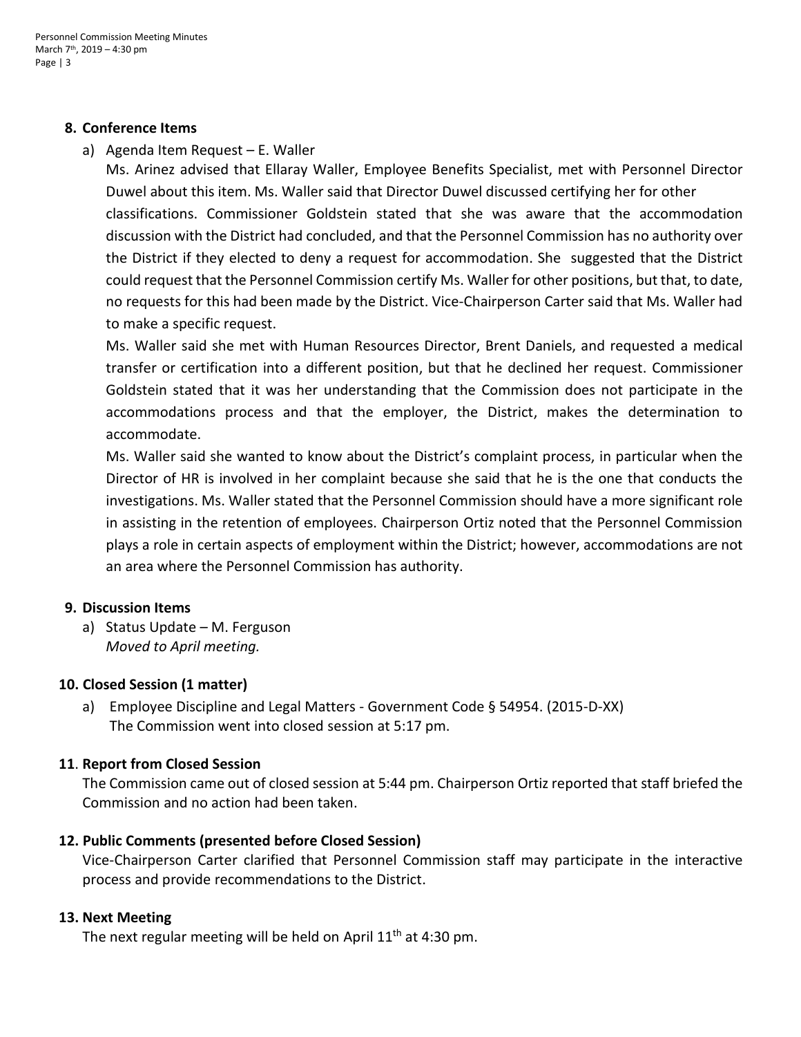## 8. Conference Items

a) Agenda Item Request – E. Waller

Ms. Arinez advised that Ellaray Waller, Employee Benefits Specialist, met with Personnel Director Duwel about this item. Ms. Waller said that Director Duwel discussed certifying her for other classifications. Commissioner Goldstein stated that she was aware that the accommodation discussion with the District had concluded, and that the Personnel Commission has no authority over the District if they elected to deny a request for accommodation. She suggested that the District could request that the Personnel Commission certify Ms. Waller for other positions, but that, to date, no requests for this had been made by the District. Vice-Chairperson Carter said that Ms. Waller had to make a specific request.

Ms. Waller said she met with Human Resources Director, Brent Daniels, and requested a medical transfer or certification into a different position, but that he declined her request. Commissioner Goldstein stated that it was her understanding that the Commission does not participate in the accommodations process and that the employer, the District, makes the determination to accommodate.

Ms. Waller said she wanted to know about the District's complaint process, in particular when the Director of HR is involved in her complaint because she said that he is the one that conducts the investigations. Ms. Waller stated that the Personnel Commission should have a more significant role in assisting in the retention of employees. Chairperson Ortiz noted that the Personnel Commission plays a role in certain aspects of employment within the District; however, accommodations are not an area where the Personnel Commission has authority.

## 9. Discussion Items

a) Status Update – M. Ferguson
*Moved to April meeting.*

## 10. Closed Session (1 matter)

a) Employee Discipline and Legal Matters - Government Code § 54954. (2015-D-XX)
The Commission went into closed session at 5:17 pm.

## 11. Report from Closed Session

The Commission came out of closed session at 5:44 pm. Chairperson Ortiz reported that staff briefed the Commission and no action had been taken.

## 12. Public Comments (presented before Closed Session)

Vice-Chairperson Carter clarified that Personnel Commission staff may participate in the interactive process and provide recommendations to the District.

## 13. Next Meeting

The next regular meeting will be held on April 11th at 4:30 pm.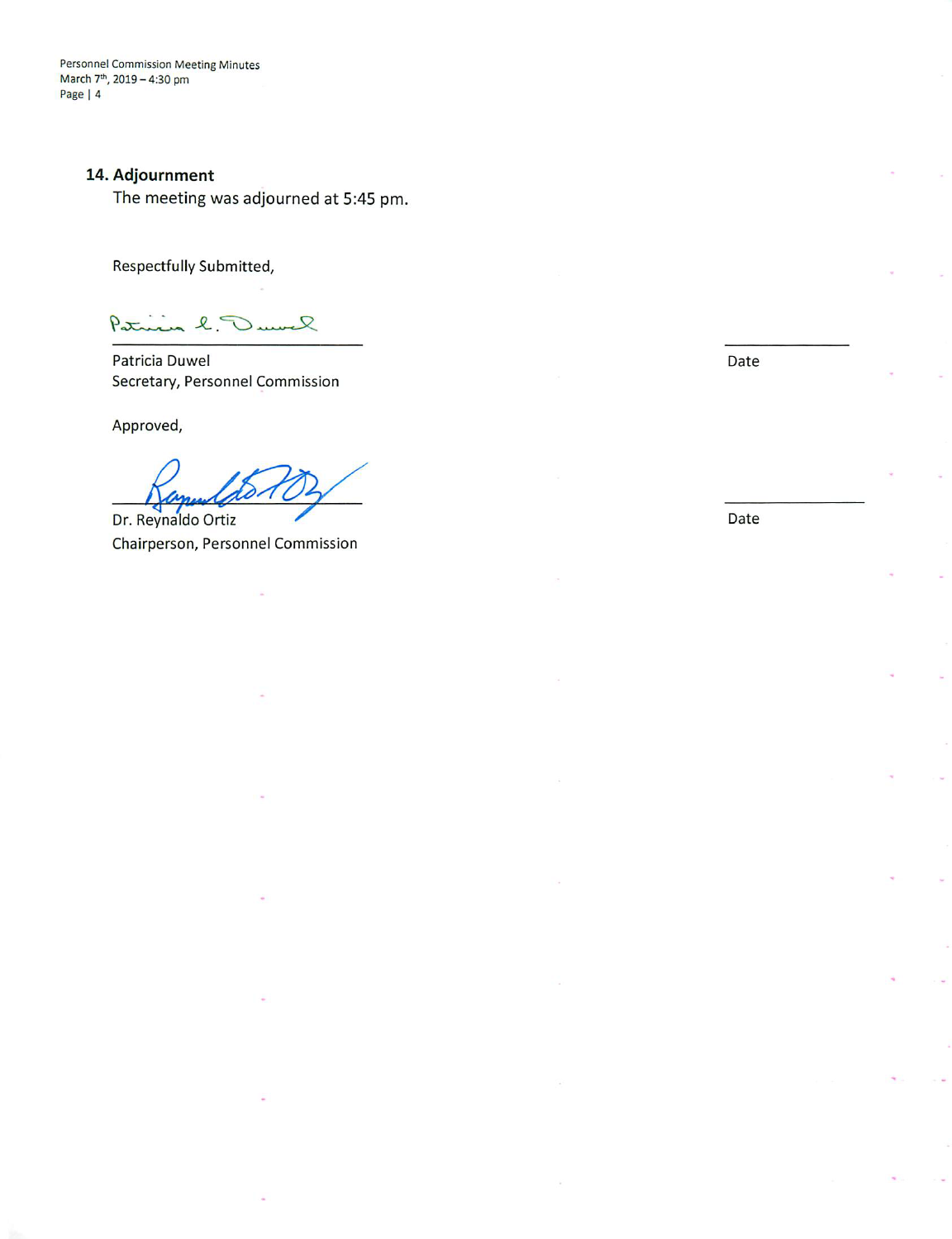## 14. Adjournment

The meeting was adjourned at 5:45 pm.

Respectfully Submitted,

Patricia Duwel
Secretary, Personnel Commission

Date

Approved,

Dr. Reynaldo Ortiz
Chairperson, Personnel Commission

Date